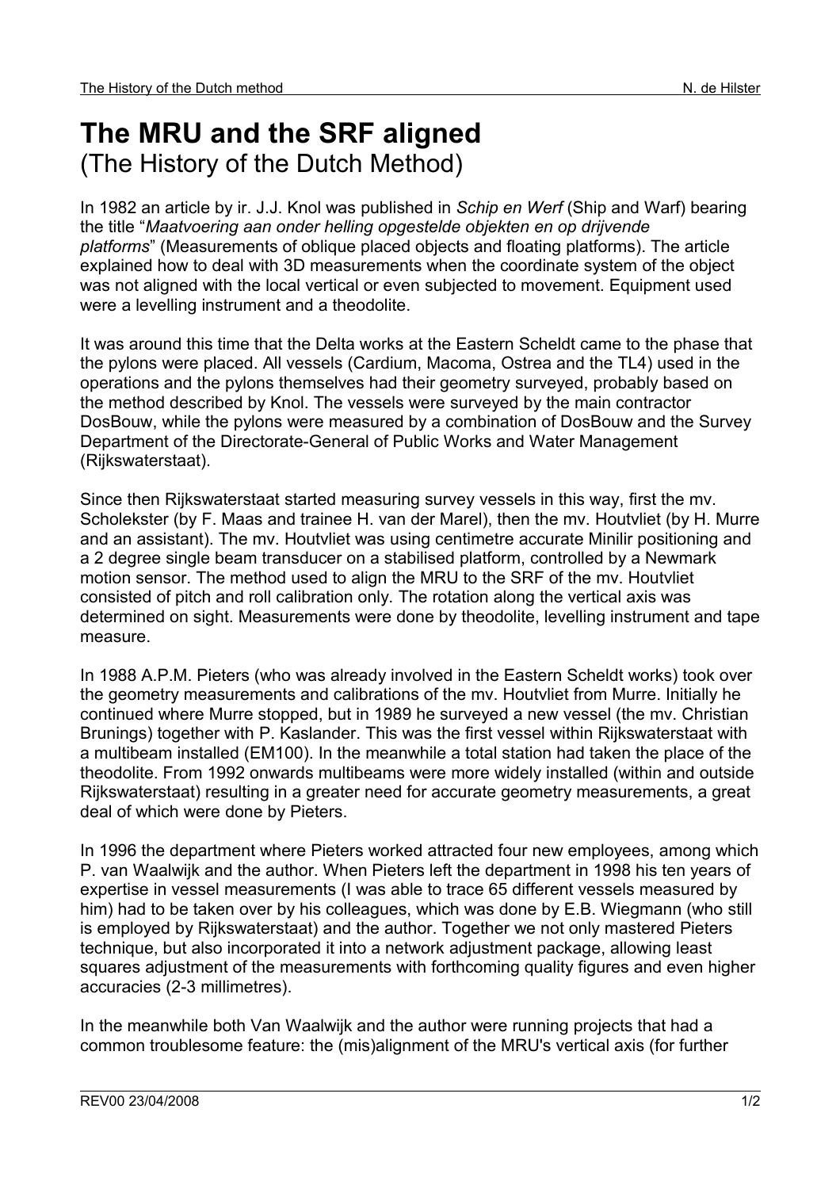# The MRU and the SRF aligned

(The History of the Dutch Method)

In 1982 an article by ir. J.J. Knol was published in *Schip en Werf* (Ship and Warf) bearing the title "*Maatvoering aan onder helling opgestelde objekten en op drijvende platforms*" (Measurements of oblique placed objects and floating platforms). The article explained how to deal with 3D measurements when the coordinate system of the object was not aligned with the local vertical or even subjected to movement. Equipment used were a levelling instrument and a theodolite.

It was around this time that the Delta works at the Eastern Scheldt came to the phase that the pylons were placed. All vessels (Cardium, Macoma, Ostrea and the TL4) used in the operations and the pylons themselves had their geometry surveyed, probably based on the method described by Knol. The vessels were surveyed by the main contractor DosBouw, while the pylons were measured by a combination of DosBouw and the Survey Department of the Directorate-General of Public Works and Water Management (Rijkswaterstaat).

Since then Rijkswaterstaat started measuring survey vessels in this way, first the mv. Scholekster (by F. Maas and trainee H. van der Marel), then the mv. Houtvliet (by H. Murre and an assistant). The mv. Houtvliet was using centimetre accurate Minilir positioning and a 2 degree single beam transducer on a stabilised platform, controlled by a Newmark motion sensor. The method used to align the MRU to the SRF of the mv. Houtvliet consisted of pitch and roll calibration only. The rotation along the vertical axis was determined on sight. Measurements were done by theodolite, levelling instrument and tape measure.

In 1988 A.P.M. Pieters (who was already involved in the Eastern Scheldt works) took over the geometry measurements and calibrations of the mv. Houtvliet from Murre. Initially he continued where Murre stopped, but in 1989 he surveyed a new vessel (the mv. Christian Brunings) together with P. Kaslander. This was the first vessel within Rijkswaterstaat with a multibeam installed (EM100). In the meanwhile a total station had taken the place of the theodolite. From 1992 onwards multibeams were more widely installed (within and outside Rijkswaterstaat) resulting in a greater need for accurate geometry measurements, a great deal of which were done by Pieters.

In 1996 the department where Pieters worked attracted four new employees, among which P. van Waalwijk and the author. When Pieters left the department in 1998 his ten years of expertise in vessel measurements (I was able to trace 65 different vessels measured by him) had to be taken over by his colleagues, which was done by E.B. Wiegmann (who still is employed by Rijkswaterstaat) and the author. Together we not only mastered Pieters technique, but also incorporated it into a network adjustment package, allowing least squares adjustment of the measurements with forthcoming quality figures and even higher accuracies (2-3 millimetres).

In the meanwhile both Van Waalwijk and the author were running projects that had a common troublesome feature: the (mis)alignment of the MRU's vertical axis (for further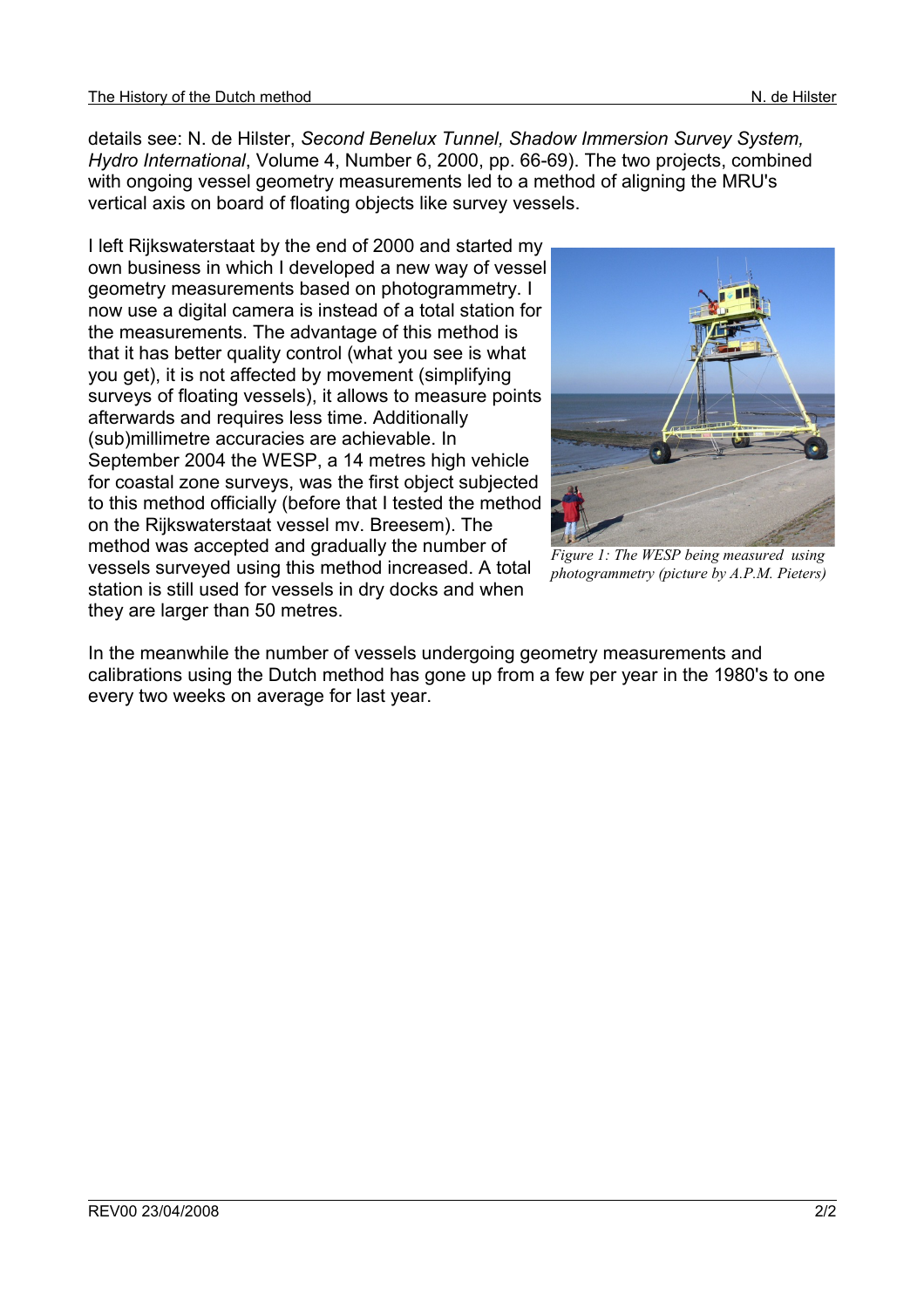details see: N. de Hilster, *Second Benelux Tunnel, Shadow Immersion Survey System, Hydro International*, Volume 4, Number 6, 2000, pp. 66-69). The two projects, combined with ongoing vessel geometry measurements led to a method of aligning the MRU's vertical axis on board of floating objects like survey vessels.

I left Rijkswaterstaat by the end of 2000 and started my own business in which I developed a new way of vessel geometry measurements based on photogrammetry. I now use a digital camera is instead of a total station for the measurements. The advantage of this method is that it has better quality control (what you see is what you get), it is not affected by movement (simplifying surveys of floating vessels), it allows to measure points afterwards and requires less time. Additionally (sub)millimetre accuracies are achievable. In September 2004 the WESP, a 14 metres high vehicle for coastal zone surveys, was the first object subjected to this method officially (before that I tested the method on the Rijkswaterstaat vessel mv. Breesem). The method was accepted and gradually the number of vessels surveyed using this method increased. A total station is still used for vessels in dry docks and when they are larger than 50 metres.

*Figure 1: The WESP being measured using photogrammetry (picture by A.P.M. Pieters)*

In the meanwhile the number of vessels undergoing geometry measurements and calibrations using the Dutch method has gone up from a few per year in the 1980's to one every two weeks on average for last year.

REV00 23/04/2008